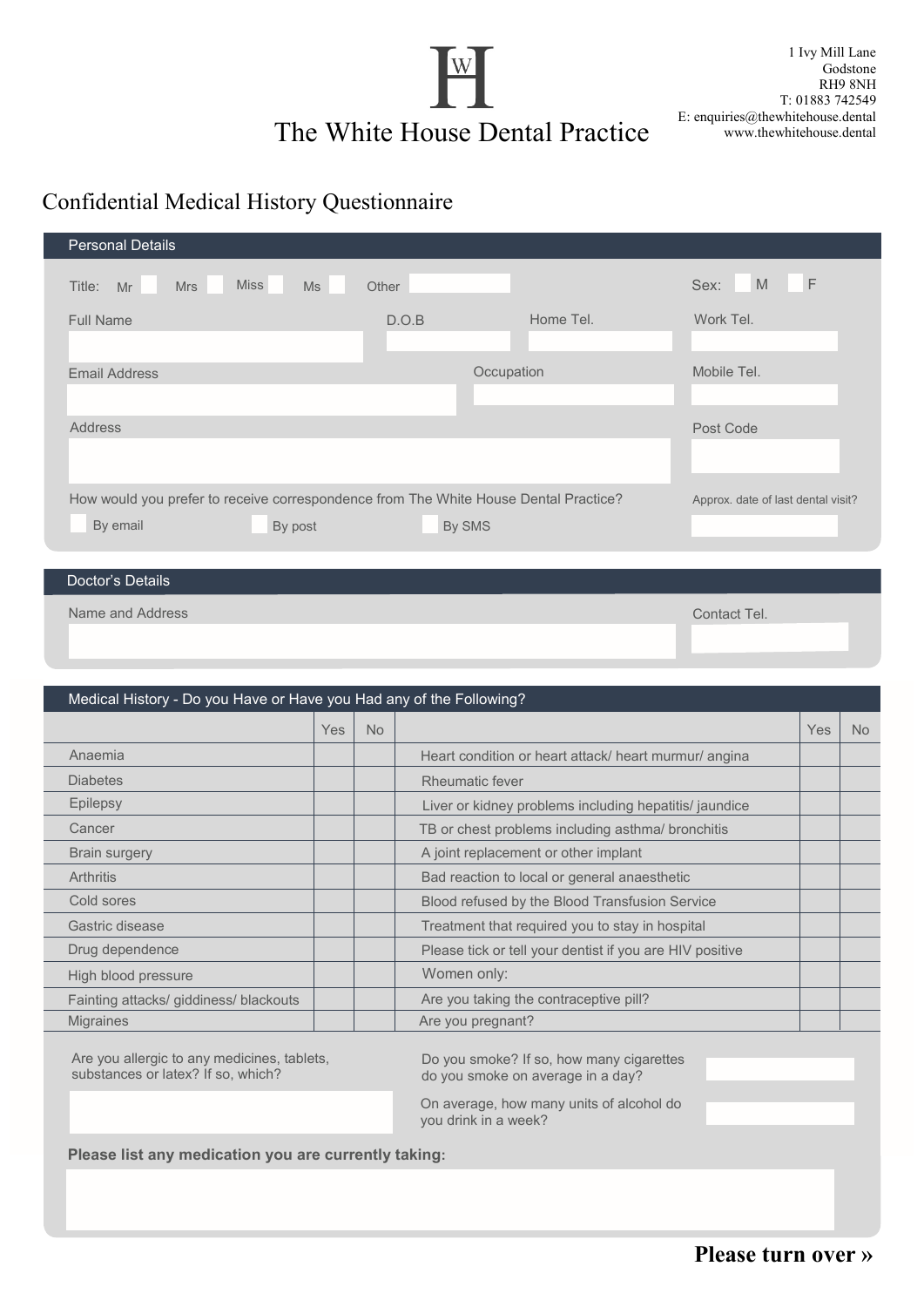# The White House Dental Practice

1 Ivy Mill Lane
Godstone
RH9 8NH
T: 01883 742549
E: enquiries@thewhitehouse.dental
www.thewhitehouse.dental

## Confidential Medical History Questionnaire

### Personal Details

Title: Mr ☐ Mrs ☐ Miss ☐ Ms ☐ Other ______

Sex: M ☐ F ☐

Full Name ______ D.O.B ______ Home Tel. ______ Work Tel. ______

Email Address ______ Occupation ______ Mobile Tel. ______

Address ______ Post Code ______

How would you prefer to receive correspondence from The White House Dental Practice?

☐ By email ☐ By post ☐ By SMS

Approx. date of last dental visit? ______

### Doctor's Details

Name and Address ______ Contact Tel. ______

### Medical History - Do you Have or Have you Had any of the Following?

| | Yes | No | | Yes | No |
|---|---|---|---|---|---|
| Anaemia | | | Heart condition or heart attack/ heart murmur/ angina | | |
| Diabetes | | | Rheumatic fever | | |
| Epilepsy | | | Liver or kidney problems including hepatitis/ jaundice | | |
| Cancer | | | TB or chest problems including asthma/ bronchitis | | |
| Brain surgery | | | A joint replacement or other implant | | |
| Arthritis | | | Bad reaction to local or general anaesthetic | | |
| Cold sores | | | Blood refused by the Blood Transfusion Service | | |
| Gastric disease | | | Treatment that required you to stay in hospital | | |
| Drug dependence | | | Please tick or tell your dentist if you are HIV positive | | |
| High blood pressure | | | Women only: | | |
| Fainting attacks/ giddiness/ blackouts | | | Are you taking the contraceptive pill? | | |
| Migraines | | | Are you pregnant? | | |

Are you allergic to any medicines, tablets, substances or latex? If so, which? ______

Do you smoke? If so, how many cigarettes do you smoke on average in a day? ______

On average, how many units of alcohol do you drink in a week? ______

**Please list any medication you are currently taking:**

______

**Please turn over »**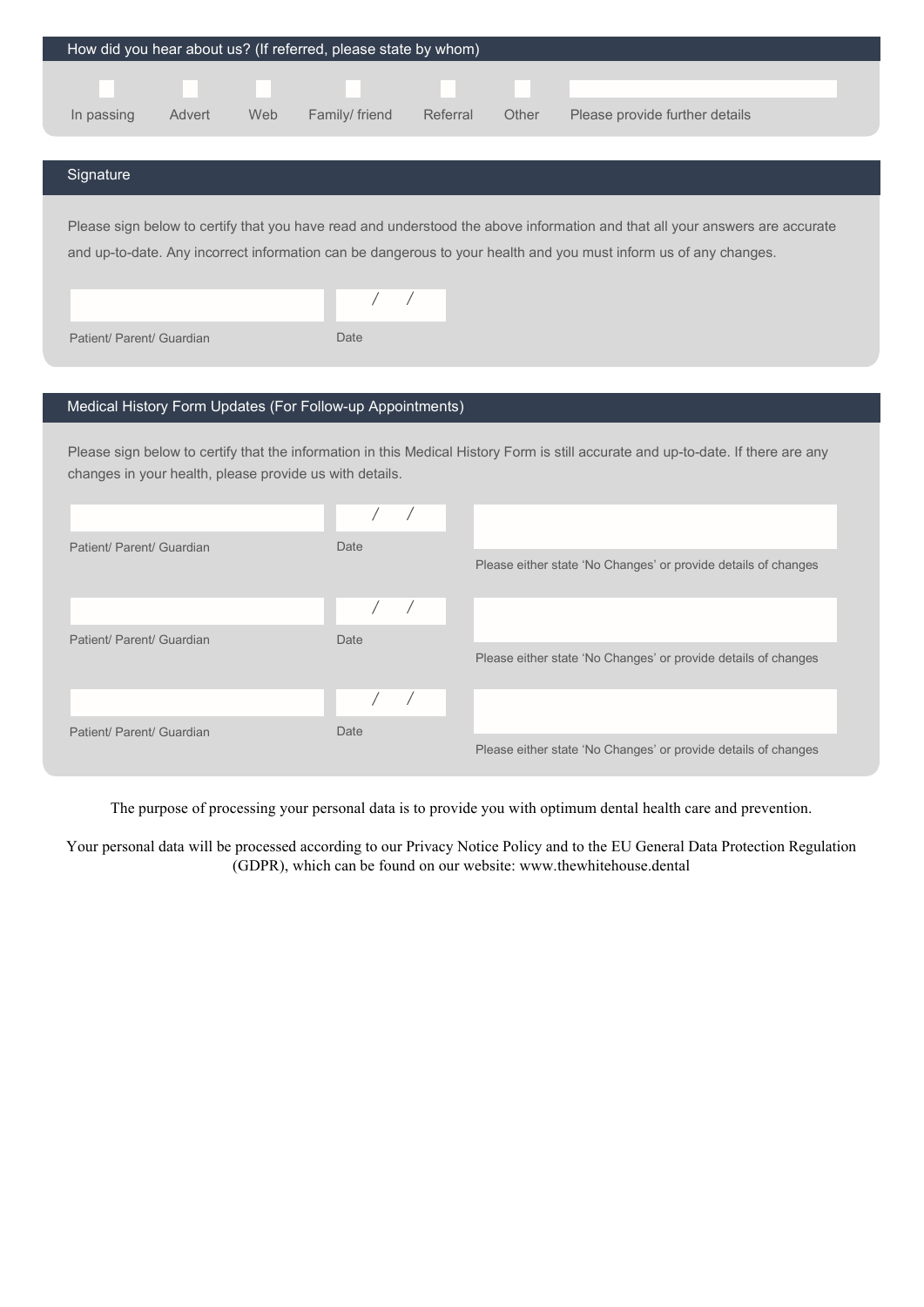## How did you hear about us? (If referred, please state by whom)

☐ In passing ☐ Advert ☐ Web ☐ Family/ friend ☐ Referral ☐ Other

Please provide further details

## Signature

Please sign below to certify that you have read and understood the above information and that all your answers are accurate and up-to-date. Any incorrect information can be dangerous to your health and you must inform us of any changes.

| Patient/ Parent/ Guardian | Date |
|---|---|
| | / / |

## Medical History Form Updates (For Follow-up Appointments)

Please sign below to certify that the information in this Medical History Form is still accurate and up-to-date. If there are any changes in your health, please provide us with details.

| Patient/ Parent/ Guardian | Date | Please either state 'No Changes' or provide details of changes |
|---|---|---|
| | / / | |
| | / / | |
| | / / | |

The purpose of processing your personal data is to provide you with optimum dental health care and prevention.

Your personal data will be processed according to our Privacy Notice Policy and to the EU General Data Protection Regulation (GDPR), which can be found on our website: www.thewhitehouse.dental